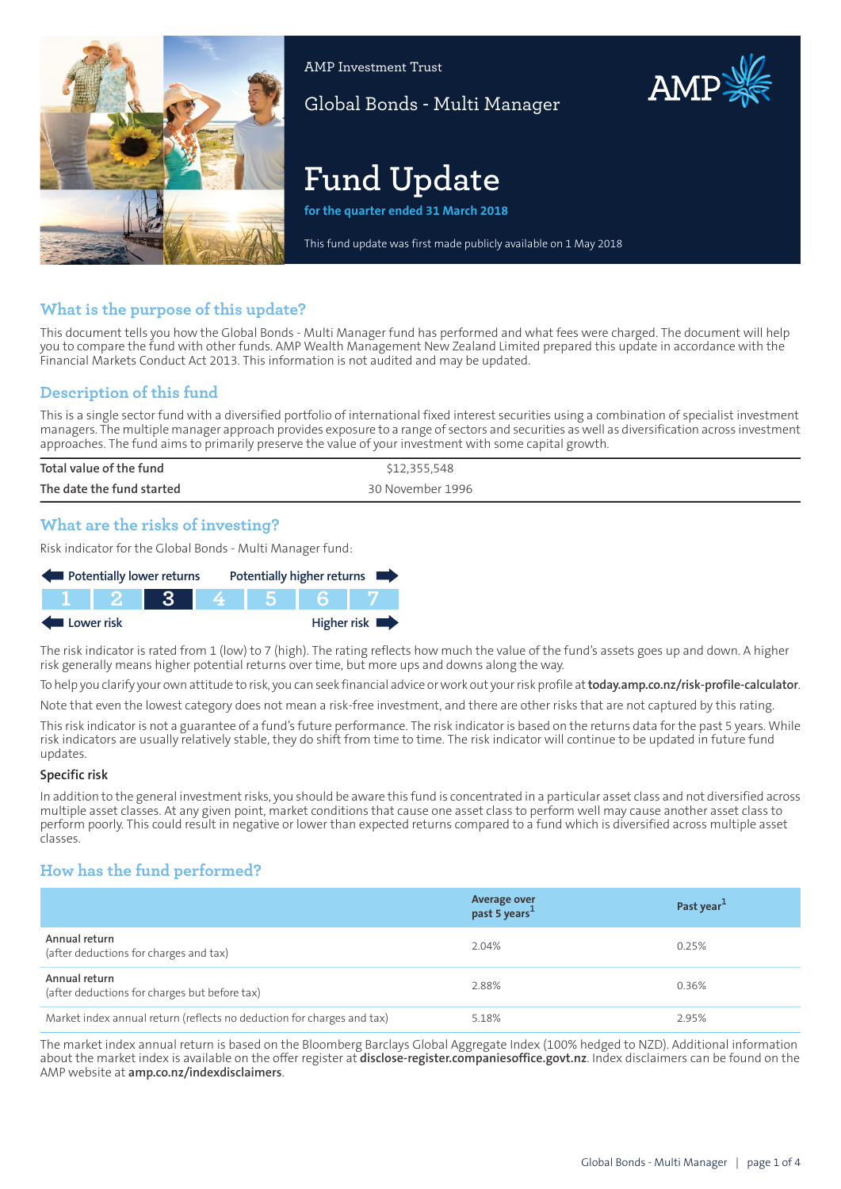AMP Investment Trust

Global Bonds - Multi Manager

# Fund Update

**for the quarter ended 31 March 2018**

This fund update was first made publicly available on 1 May 2018

## What is the purpose of this update?

This document tells you how the Global Bonds - Multi Manager fund has performed and what fees were charged. The document will help you to compare the fund with other funds. AMP Wealth Management New Zealand Limited prepared this update in accordance with the Financial Markets Conduct Act 2013. This information is not audited and may be updated.

## Description of this fund

This is a single sector fund with a diversified portfolio of international fixed interest securities using a combination of specialist investment managers. The multiple manager approach provides exposure to a range of sectors and securities as well as diversification across investment approaches. The fund aims to primarily preserve the value of your investment with some capital growth.

| | |
|---|---|
| Total value of the fund | $12,355,548 |
| The date the fund started | 30 November 1996 |

## What are the risks of investing?

Risk indicator for the Global Bonds - Multi Manager fund:

Potentially lower returns — Potentially higher returns

| 1 | 2 | **3** | 4 | 5 | 6 | 7 |
|---|---|---|---|---|---|---|

Lower risk — Higher risk

The risk indicator is rated from 1 (low) to 7 (high). The rating reflects how much the value of the fund's assets goes up and down. A higher risk generally means higher potential returns over time, but more ups and downs along the way.

To help you clarify your own attitude to risk, you can seek financial advice or work out your risk profile at **today.amp.co.nz/risk-profile-calculator**.

Note that even the lowest category does not mean a risk-free investment, and there are other risks that are not captured by this rating.

This risk indicator is not a guarantee of a fund's future performance. The risk indicator is based on the returns data for the past 5 years. While risk indicators are usually relatively stable, they do shift from time to time. The risk indicator will continue to be updated in future fund updates.

### Specific risk

In addition to the general investment risks, you should be aware this fund is concentrated in a particular asset class and not diversified across multiple asset classes. At any given point, market conditions that cause one asset class to perform well may cause another asset class to perform poorly. This could result in negative or lower than expected returns compared to a fund which is diversified across multiple asset classes.

## How has the fund performed?

| | Average over past 5 years[1] | Past year[1] |
|---|---|---|
| **Annual return** (after deductions for charges and tax) | 2.04% | 0.25% |
| **Annual return** (after deductions for charges but before tax) | 2.88% | 0.36% |
| Market index annual return (reflects no deduction for charges and tax) | 5.18% | 2.95% |

The market index annual return is based on the Bloomberg Barclays Global Aggregate Index (100% hedged to NZD). Additional information about the market index is available on the offer register at **disclose-register.companiesoffice.govt.nz**. Index disclaimers can be found on the AMP website at **amp.co.nz/indexdisclaimers**.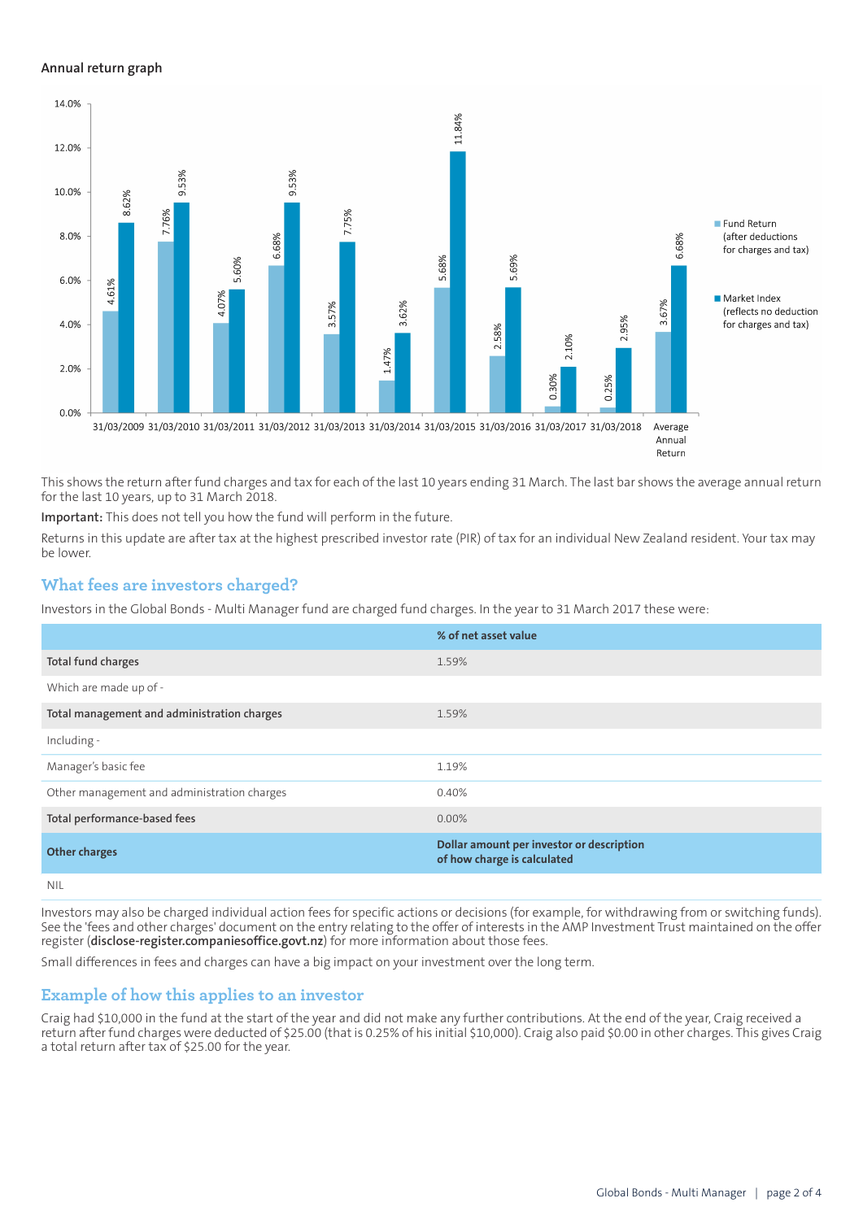### Annual return graph

| Year | Fund Return (after deductions for charges and tax) | Market Index (reflects no deduction for charges and tax) |
|---|---|---|
| 31/03/2009 | 4.61% | 8.62% |
| 31/03/2010 | 7.76% | 9.53% |
| 31/03/2011 | 4.07% | 5.60% |
| 31/03/2012 | 6.68% | 9.53% |
| 31/03/2013 | 3.57% | 7.75% |
| 31/03/2014 | 1.47% | 3.62% |
| 31/03/2015 | 5.68% | 11.84% |
| 31/03/2016 | 2.58% | 5.69% |
| 31/03/2017 | 0.30% | 2.10% |
| 31/03/2018 | 0.25% | 2.95% |
| Average Annual Return | 3.67% | 6.68% |

This shows the return after fund charges and tax for each of the last 10 years ending 31 March. The last bar shows the average annual return for the last 10 years, up to 31 March 2018.

**Important:** This does not tell you how the fund will perform in the future.

Returns in this update are after tax at the highest prescribed investor rate (PIR) of tax for an individual New Zealand resident. Your tax may be lower.

## What fees are investors charged?

Investors in the Global Bonds - Multi Manager fund are charged fund charges. In the year to 31 March 2017 these were:

| | % of net asset value |
|---|---|
| **Total fund charges** | 1.59% |
| Which are made up of - | |
| **Total management and administration charges** | 1.59% |
| Including - | |
| Manager's basic fee | 1.19% |
| Other management and administration charges | 0.40% |
| **Total performance-based fees** | 0.00% |
| **Other charges** | **Dollar amount per investor or description of how charge is calculated** |
| NIL | |

Investors may also be charged individual action fees for specific actions or decisions (for example, for withdrawing from or switching funds). See the 'fees and other charges' document on the entry relating to the offer of interests in the AMP Investment Trust maintained on the offer register (**disclose-register.companiesoffice.govt.nz**) for more information about those fees.

Small differences in fees and charges can have a big impact on your investment over the long term.

## Example of how this applies to an investor

Craig had $10,000 in the fund at the start of the year and did not make any further contributions. At the end of the year, Craig received a return after fund charges were deducted of $25.00 (that is 0.25% of his initial $10,000). Craig also paid $0.00 in other charges. This gives Craig a total return after tax of $25.00 for the year.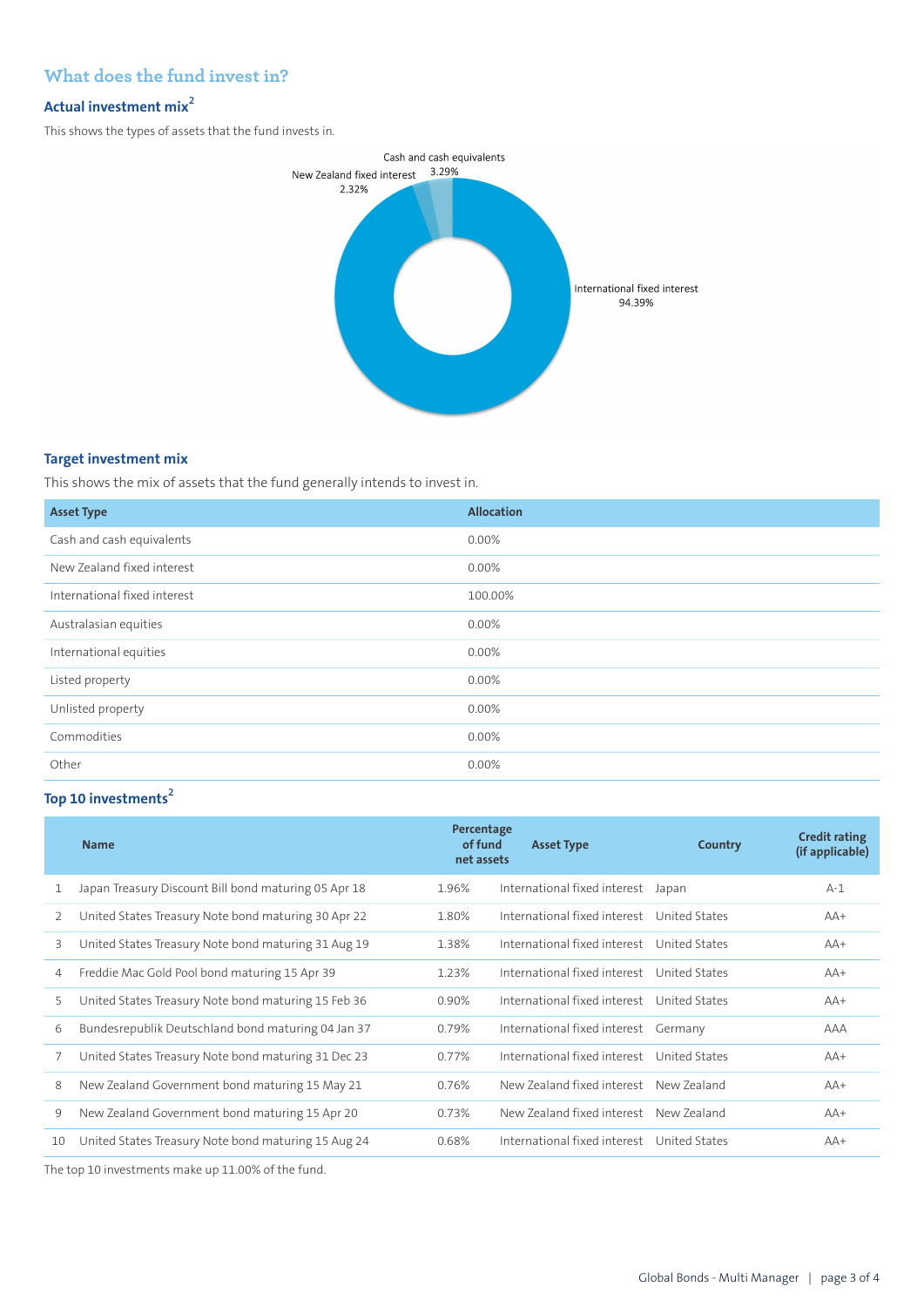## What does the fund invest in?

### Actual investment mix[2]

This shows the types of assets that the fund invests in.

Cash and cash equivalents 3.29%

New Zealand fixed interest 2.32%

International fixed interest 94.39%

### Target investment mix

This shows the mix of assets that the fund generally intends to invest in.

| Asset Type | Allocation |
|---|---|
| Cash and cash equivalents | 0.00% |
| New Zealand fixed interest | 0.00% |
| International fixed interest | 100.00% |
| Australasian equities | 0.00% |
| International equities | 0.00% |
| Listed property | 0.00% |
| Unlisted property | 0.00% |
| Commodities | 0.00% |
| Other | 0.00% |

### Top 10 investments[2]

| | Name | Percentage of fund net assets | Asset Type | Country | Credit rating (if applicable) |
|---|---|---|---|---|---|
| 1 | Japan Treasury Discount Bill bond maturing 05 Apr 18 | 1.96% | International fixed interest | Japan | A-1 |
| 2 | United States Treasury Note bond maturing 30 Apr 22 | 1.80% | International fixed interest | United States | AA+ |
| 3 | United States Treasury Note bond maturing 31 Aug 19 | 1.38% | International fixed interest | United States | AA+ |
| 4 | Freddie Mac Gold Pool bond maturing 15 Apr 39 | 1.23% | International fixed interest | United States | AA+ |
| 5 | United States Treasury Note bond maturing 15 Feb 36 | 0.90% | International fixed interest | United States | AA+ |
| 6 | Bundesrepublik Deutschland bond maturing 04 Jan 37 | 0.79% | International fixed interest | Germany | AAA |
| 7 | United States Treasury Note bond maturing 31 Dec 23 | 0.77% | International fixed interest | United States | AA+ |
| 8 | New Zealand Government bond maturing 15 May 21 | 0.76% | New Zealand fixed interest | New Zealand | AA+ |
| 9 | New Zealand Government bond maturing 15 Apr 20 | 0.73% | New Zealand fixed interest | New Zealand | AA+ |
| 10 | United States Treasury Note bond maturing 15 Aug 24 | 0.68% | International fixed interest | United States | AA+ |

The top 10 investments make up 11.00% of the fund.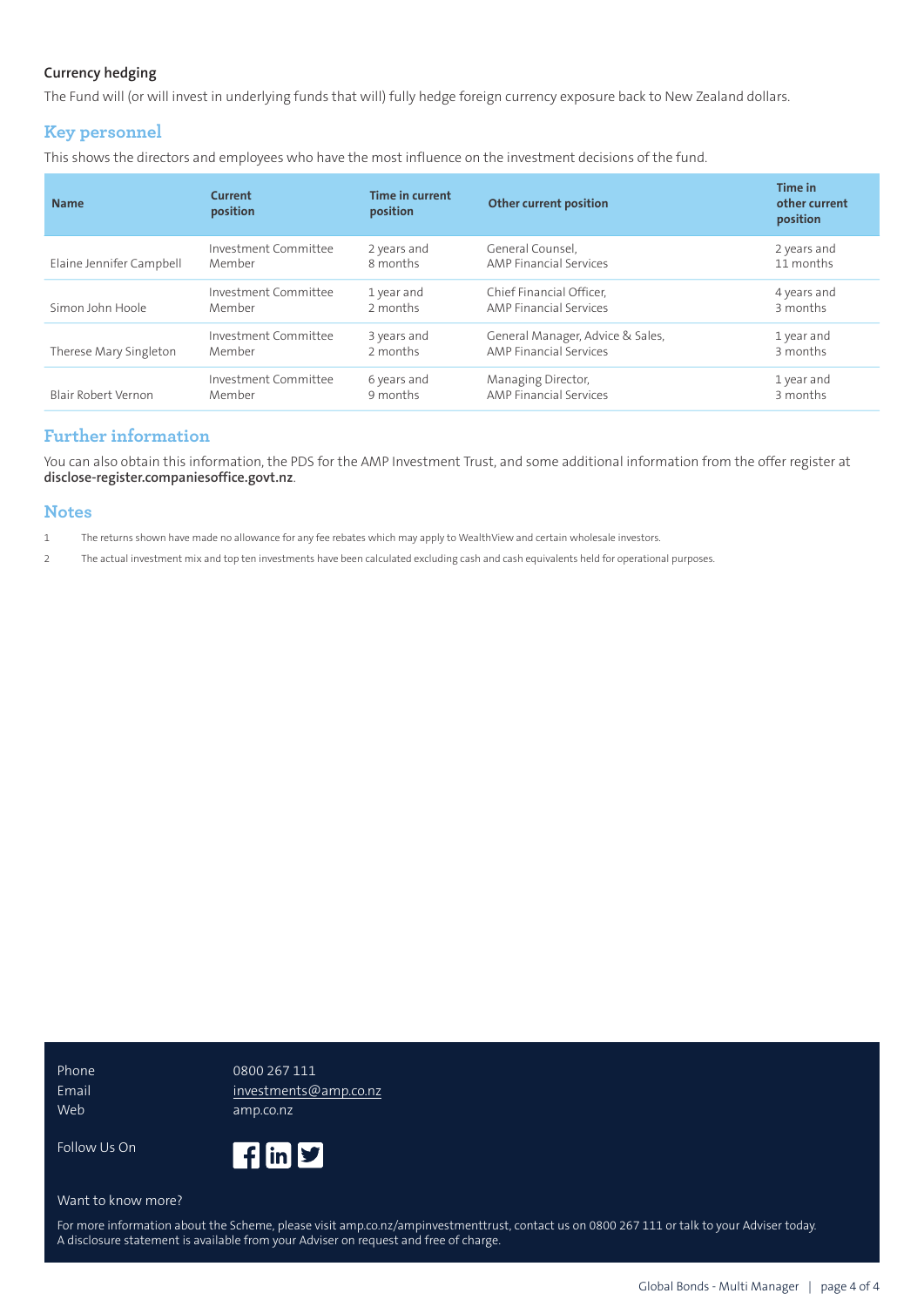### Currency hedging

The Fund will (or will invest in underlying funds that will) fully hedge foreign currency exposure back to New Zealand dollars.

## Key personnel

This shows the directors and employees who have the most influence on the investment decisions of the fund.

| Name | Current position | Time in current position | Other current position | Time in other current position |
|---|---|---|---|---|
| Elaine Jennifer Campbell | Investment Committee Member | 2 years and 8 months | General Counsel, AMP Financial Services | 2 years and 11 months |
| Simon John Hoole | Investment Committee Member | 1 year and 2 months | Chief Financial Officer, AMP Financial Services | 4 years and 3 months |
| Therese Mary Singleton | Investment Committee Member | 3 years and 2 months | General Manager, Advice & Sales, AMP Financial Services | 1 year and 3 months |
| Blair Robert Vernon | Investment Committee Member | 6 years and 9 months | Managing Director, AMP Financial Services | 1 year and 3 months |

## Further information

You can also obtain this information, the PDS for the AMP Investment Trust, and some additional information from the offer register at **disclose-register.companiesoffice.govt.nz**.

## Notes

1 The returns shown have made no allowance for any fee rebates which may apply to WealthView and certain wholesale investors.

2 The actual investment mix and top ten investments have been calculated excluding cash and cash equivalents held for operational purposes.

Phone 0800 267 111
Email investments@amp.co.nz
Web amp.co.nz

Follow Us On

Want to know more?

For more information about the Scheme, please visit amp.co.nz/ampinvestmenttrust, contact us on 0800 267 111 or talk to your Adviser today. A disclosure statement is available from your Adviser on request and free of charge.